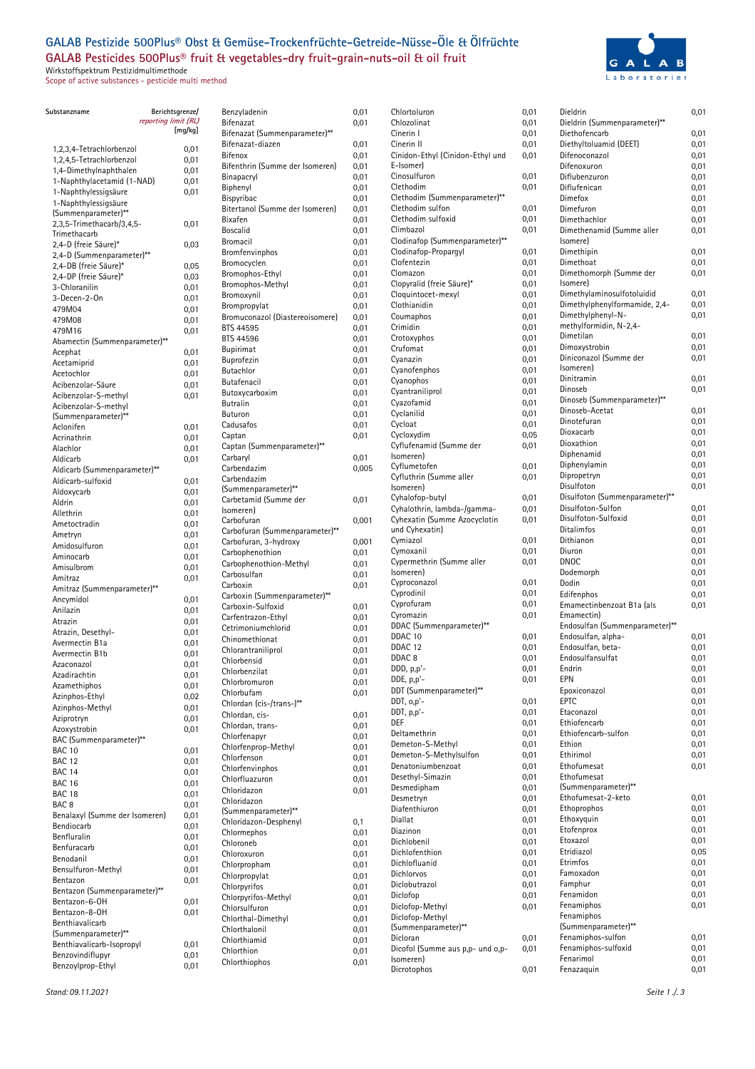# GALAB Pestizide 500Plus® Obst & Gemüse-Trockenfrüchte-Getreide-Nüsse-Öle & Ölfrüchte

## GALAB Pesticides 500Plus® fruit & vegetables-dry fruit-grain-nuts-oil & oil fruit

Wirkstoffspektrum Pestizidmultimethode
Scope of active substances - pesticide multi method

| Substanzname | Berichtsgrenze/ *reporting limit (RL)* [mg/kg] |
|---|---|
| 1,2,3,4-Tetrachlorbenzol | 0,01 |
| 1,2,4,5-Tetrachlorbenzol | 0,01 |
| 1,4-Dimethylnaphthalen | 0,01 |
| 1-Naphthylacetamid (1-NAD) | 0,01 |
| 1-Naphthylessigsäure | 0,01 |
| 1-Naphthylessigsäure (Summenparameter)** | |
| 2,3,5-Trimethacarb/3,4,5-Trimethacarb | 0,01 |
| 2,4-D (freie Säure)* | 0,03 |
| 2,4-D (Summenparameter)** | |
| 2,4-DB (freie Säure)* | 0,05 |
| 2,4-DP (freie Säure)* | 0,03 |
| 3-Chloranilin | 0,01 |
| 3-Decen-2-On | 0,01 |
| 479M04 | 0,01 |
| 479M08 | 0,01 |
| 479M16 | 0,01 |
| Abamectin (Summenparameter)** | |
| Acephat | 0,01 |
| Acetamiprid | 0,01 |
| Acetochlor | 0,01 |
| Acibenzolar-Säure | 0,01 |
| Acibenzolar-S-methyl | 0,01 |
| Acibenzolar-S-methyl (Summenparameter)** | |
| Aclonifen | 0,01 |
| Acrinathrin | 0,01 |
| Alachlor | 0,01 |
| Aldicarb | 0,01 |
| Aldicarb (Summenparameter)** | |
| Aldicarb-sulfoxid | 0,01 |
| Aldoxycarb | 0,01 |
| Aldrin | 0,01 |
| Allethrin | 0,01 |
| Ametoctradin | 0,01 |
| Ametryn | 0,01 |
| Amidosulfuron | 0,01 |
| Aminocarb | 0,01 |
| Amisulbrom | 0,01 |
| Amitraz | 0,01 |
| Amitraz (Summenparameter)** | |
| Ancymidol | 0,01 |
| Anilazin | 0,01 |
| Atrazin | 0,01 |
| Atrazin, Desethyl- | 0,01 |
| Avermectin B1a | 0,01 |
| Avermectin B1b | 0,01 |
| Azaconazol | 0,01 |
| Azadirachtin | 0,01 |
| Azamethiphos | 0,01 |
| Azinphos-Ethyl | 0,02 |
| Azinphos-Methyl | 0,01 |
| Aziprotryn | 0,01 |
| Azoxystrobin | 0,01 |
| BAC (Summenparameter)** | |
| BAC 10 | 0,01 |
| BAC 12 | 0,01 |
| BAC 14 | 0,01 |
| BAC 16 | 0,01 |
| BAC 18 | 0,01 |
| BAC 8 | 0,01 |
| Benalaxyl (Summe der Isomeren) | 0,01 |
| Bendiocarb | 0,01 |
| Benfluralin | 0,01 |
| Benfuracarb | 0,01 |
| Benodanil | 0,01 |
| Bensulfuron-Methyl | 0,01 |
| Bentazon | 0,01 |
| Bentazon (Summenparameter)** | |
| Bentazon-6-OH | 0,01 |
| Bentazon-8-OH | 0,01 |
| Benthiavalicarb (Summenparameter)** | |
| Benthiavalicarb-Isopropyl | 0,01 |
| Benzovindiflupyr | 0,01 |
| Benzoylprop-Ethyl | 0,01 |
| Benzyladenin | 0,01 |
| Bifenazat | 0,01 |
| Bifenazat (Summenparameter)** | |
| Bifenazat-diazen | 0,01 |
| Bifenox | 0,01 |
| Bifenthrin (Summe der Isomeren) | 0,01 |
| Binapacryl | 0,01 |
| Biphenyl | 0,01 |
| Bispyribac | 0,01 |
| Bitertanol (Summe der Isomeren) | 0,01 |
| Bixafen | 0,01 |
| Boscalid | 0,01 |
| Bromacil | 0,01 |
| Bromfenvinphos | 0,01 |
| Bromocyclen | 0,01 |
| Bromophos-Ethyl | 0,01 |
| Bromophos-Methyl | 0,01 |
| Bromoxynil | 0,01 |
| Brompropylat | 0,01 |
| Bromuconazol (Diastereoisomere) | 0,01 |
| BTS 44595 | 0,01 |
| BTS 44596 | 0,01 |
| Bupirimat | 0,01 |
| Buprofezin | 0,01 |
| Butachlor | 0,01 |
| Butafenacil | 0,01 |
| Butoxycarboxim | 0,01 |
| Butralin | 0,01 |
| Buturon | 0,01 |
| Cadusafos | 0,01 |
| Captan | 0,01 |
| Captan (Summenparameter)** | |
| Carbaryl | 0,01 |
| Carbendazim | 0,005 |
| Carbendazim (Summenparameter)** | |
| Carbetamid (Summe der Isomeren) | 0,01 |
| Carbofuran | 0,001 |
| Carbofuran (Summenparameter)** | |
| Carbofuran, 3-hydroxy | 0,001 |
| Carbophenothion | 0,01 |
| Carbophenothion-Methyl | 0,01 |
| Carbosulfan | 0,01 |
| Carboxin | 0,01 |
| Carboxin (Summenparameter)** | |
| Carboxin-Sulfoxid | 0,01 |
| Carfentrazon-Ethyl | 0,01 |
| Cetrimoniumchlorid | 0,01 |
| Chinomethionat | 0,01 |
| Chlorantraniliprol | 0,01 |
| Chlorbensid | 0,01 |
| Chlorbenzilat | 0,01 |
| Chlorbromuron | 0,01 |
| Chlorbufam | 0,01 |
| Chlordan (cis-/trans-)** | |
| Chlordan, cis- | 0,01 |
| Chlordan, trans- | 0,01 |
| Chlorfenapyr | 0,01 |
| Chlorfenprop-Methyl | 0,01 |
| Chlorfenson | 0,01 |
| Chlorfenvinphos | 0,01 |
| Chlorfluazuron | 0,01 |
| Chloridazon | 0,01 |
| Chloridazon (Summenparameter)** | |
| Chloridazon-Desphenyl | 0,1 |
| Chlormephos | 0,01 |
| Chloroneb | 0,01 |
| Chloroxuron | 0,01 |
| Chlorpropham | 0,01 |
| Chlorpropylat | 0,01 |
| Chlorpyrifos | 0,01 |
| Chlorpyrifos-Methyl | 0,01 |
| Chlorsulfuron | 0,01 |
| Chlorthal-Dimethyl | 0,01 |
| Chlorthalonil | 0,01 |
| Chlorthiamid | 0,01 |
| Chlorthion | 0,01 |
| Chlorthiophos | 0,01 |
| Chlortoluron | 0,01 |
| Chlozolinat | 0,01 |
| Cinerin I | 0,01 |
| Cinerin II | 0,01 |
| Cinidon-Ethyl (Cinidon-Ethyl und E-Isomer) | 0,01 |
| Cinosulfuron | 0,01 |
| Clethodim | 0,01 |
| Clethodim (Summenparameter)** | |
| Clethodim sulfon | 0,01 |
| Clethodim sulfoxid | 0,01 |
| Climbazol | 0,01 |
| Clodinafop (Summenparameter)** | |
| Clodinafop-Propargyl | 0,01 |
| Clofentezin | 0,01 |
| Clomazon | 0,01 |
| Clopyralid (freie Säure)* | 0,01 |
| Cloquintocet-mexyl | 0,01 |
| Clothianidin | 0,01 |
| Coumaphos | 0,01 |
| Crimidin | 0,01 |
| Crotoxyphos | 0,01 |
| Crufomat | 0,01 |
| Cyanazin | 0,01 |
| Cyanofenphos | 0,01 |
| Cyanophos | 0,01 |
| Cyantraniliprol | 0,01 |
| Cyazofamid | 0,01 |
| Cyclanilid | 0,01 |
| Cycloat | 0,01 |
| Cycloxydim | 0,05 |
| Cyflufenamid (Summe der Isomeren) | 0,01 |
| Cyflumetofen | 0,01 |
| Cyfluthrin (Summe aller Isomeren) | 0,01 |
| Cyhalofop-butyl | 0,01 |
| Cyhalothrin, lambda-/gamma- | 0,01 |
| Cyhexatin (Summe Azocyclotin und Cyhexatin) | 0,01 |
| Cymiazol | 0,01 |
| Cymoxanil | 0,01 |
| Cypermethrin (Summe aller Isomeren) | 0,01 |
| Cyproconazol | 0,01 |
| Cyprodinil | 0,01 |
| Cyprofuram | 0,01 |
| Cyromazin | 0,01 |
| DDAC (Summenparameter)** | |
| DDAC 10 | 0,01 |
| DDAC 12 | 0,01 |
| DDAC 8 | 0,01 |
| DDD, p,p'- | 0,01 |
| DDE, p,p'- | 0,01 |
| DDT (Summenparameter)** | |
| DDT, o,p'- | 0,01 |
| DDT, p,p'- | 0,01 |
| DEF | 0,01 |
| Deltamethrin | 0,01 |
| Demeton-S-Methyl | 0,01 |
| Demeton-S-Methylsulfon | 0,01 |
| Denatoniumbenzoat | 0,01 |
| Desethyl-Simazin | 0,01 |
| Desmedipham | 0,01 |
| Desmetryn | 0,01 |
| Diafenthiuron | 0,01 |
| Diallat | 0,01 |
| Diazinon | 0,01 |
| Dichlobenil | 0,01 |
| Dichlofenthion | 0,01 |
| Dichlofluanid | 0,01 |
| Dichlorvos | 0,01 |
| Diclobutrazol | 0,01 |
| Diclofop | 0,01 |
| Diclofop-Methyl | 0,01 |
| Diclofop-Methyl (Summenparameter)** | |
| Dicloran | 0,01 |
| Dicofol (Summe aus p,p- und o,p-Isomeren) | 0,01 |
| Dicrotophos | 0,01 |
| Dieldrin | 0,01 |
| Dieldrin (Summenparameter)** | |
| Diethofencarb | 0,01 |
| Diethyltoluamid (DEET) | 0,01 |
| Difenoconazol | 0,01 |
| Difenoxuron | 0,01 |
| Diflubenzuron | 0,01 |
| Diflufenican | 0,01 |
| Dimefox | 0,01 |
| Dimefuron | 0,01 |
| Dimethachlor | 0,01 |
| Dimethenamid (Summe aller Isomere) | 0,01 |
| Dimethipin | 0,01 |
| Dimethoat | 0,01 |
| Dimethomorph (Summe der Isomere) | 0,01 |
| Dimethylaminosulfotoluidid | 0,01 |
| Dimethylphenylformamide, 2,4- | 0,01 |
| Dimethylphenyl-N-methylformidin, N-2,4- | 0,01 |
| Dimetilan | 0,01 |
| Dimoxystrobin | 0,01 |
| Diniconazol (Summe der Isomeren) | 0,01 |
| Dinitramin | 0,01 |
| Dinoseb | 0,01 |
| Dinoseb (Summenparameter)** | |
| Dinoseb-Acetat | 0,01 |
| Dinotefuran | 0,01 |
| Dioxacarb | 0,01 |
| Dioxathion | 0,01 |
| Diphenamid | 0,01 |
| Diphenylamin | 0,01 |
| Dipropetryn | 0,01 |
| Disulfoton | 0,01 |
| Disulfoton (Summenparameter)** | |
| Disulfoton-Sulfon | 0,01 |
| Disulfoton-Sulfoxid | 0,01 |
| Ditalimfos | 0,01 |
| Dithianon | 0,01 |
| Diuron | 0,01 |
| DNOC | 0,01 |
| Dodemorph | 0,01 |
| Dodin | 0,01 |
| Edifenphos | 0,01 |
| Emamectinbenzoat B1a (als Emamectin) | 0,01 |
| Endosulfan (Summenparameter)** | |
| Endosulfan, alpha- | 0,01 |
| Endosulfan, beta- | 0,01 |
| Endosulfansulfat | 0,01 |
| Endrin | 0,01 |
| EPN | 0,01 |
| Epoxiconazol | 0,01 |
| EPTC | 0,01 |
| Etaconazol | 0,01 |
| Ethiofencarb | 0,01 |
| Ethiofencarb-sulfon | 0,01 |
| Ethion | 0,01 |
| Ethirimol | 0,01 |
| Ethofumesat | 0,01 |
| Ethofumesat (Summenparameter)** | |
| Ethofumesat-2-keto | 0,01 |
| Ethoprophos | 0,01 |
| Ethoxyquin | 0,01 |
| Etofenprox | 0,01 |
| Etoxazol | 0,01 |
| Etridiazol | 0,05 |
| Etrimfos | 0,01 |
| Famoxadon | 0,01 |
| Famphur | 0,01 |
| Fenamidon | 0,01 |
| Fenamiphos | 0,01 |
| Fenamiphos (Summenparameter)** | |
| Fenamiphos-sulfon | 0,01 |
| Fenamiphos-sulfoxid | 0,01 |
| Fenarimol | 0,01 |
| Fenazaquin | 0,01 |

*Stand: 09.11.2021*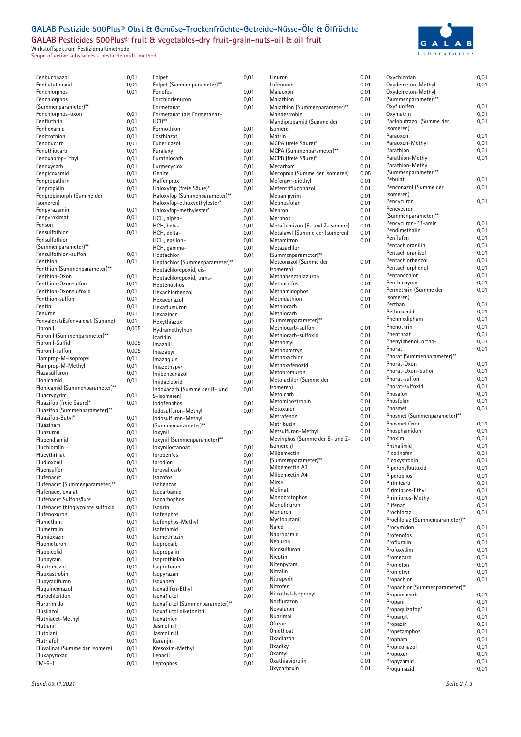# GALAB Pestizide 500Plus® Obst & Gemüse-Trockenfrüchte-Getreide-Nüsse-Öle & Ölfrüchte

## GALAB Pesticides 500Plus® fruit & vegetables-dry fruit-grain-nuts-oil & oil fruit

Wirkstoffspektrum Pestizidmultimethode
Scope of active substances - pesticide multi method

| Wirkstoff | |
|---|---|
| Fenbuconazol | 0,01 |
| Fenbutatinoxid | 0,01 |
| Fenchlorphos | 0,01 |
| Fenchlorphos (Summenparameter)** | |
| Fenchlorphos-oxon | 0,01 |
| Fenfluthrin | 0,01 |
| Fenhexamid | 0,01 |
| Fenitrothion | 0,01 |
| Fenobucarb | 0,01 |
| Fenothiocarb | 0,01 |
| Fenoxaprop-Ethyl | 0,01 |
| Fenoxycarb | 0,01 |
| Fenpicoxamid | 0,01 |
| Fenpropathrin | 0,01 |
| Fenpropidin | 0,01 |
| Fenpropimorph (Summe der Isomeren) | 0,01 |
| Fenpyrazamin | 0,01 |
| Fenpyroximat | 0,01 |
| Fenson | 0,01 |
| Fensulfothion | 0,01 |
| Fensulfothion (Summenparameter)** | |
| Fensulfothion-sulfon | 0,01 |
| Fenthion | 0,01 |
| Fenthion (Summenparameter)** | |
| Fenthion-Oxon | 0,01 |
| Fenthion-Oxonsulfon | 0,01 |
| Fenthion-Oxonsulfoxid | 0,01 |
| Fenthion-sulfon | 0,01 |
| Fentin | 0,01 |
| Fenuron | 0,01 |
| Fenvalerat/Esfenvalerat (Summe) | 0,01 |
| Fipronil | 0,005 |
| Fipronil (Summenparameter)** | |
| Fipronil-Sulfid | 0,005 |
| Fipronil-sulfon | 0,005 |
| Flamprop-M-Isopropyl | 0,01 |
| Flamprop-M-Methyl | 0,01 |
| Flazasulfuron | 0,01 |
| Flonicamid | 0,01 |
| Flonicamid (Summenparameter)** | |
| Fluacrypyrim | 0,01 |
| Fluazifop (freie Säure)* | 0,01 |
| Fluazifop (Summenparameter)** | |
| Fluazifop-Butyl* | 0,01 |
| Fluazinam | 0,01 |
| Fluazuron | 0,01 |
| Flubendiamid | 0,01 |
| Fluchloralin | 0,01 |
| Flucythrinat | 0,01 |
| Fludioxonil | 0,01 |
| Fluensulfon | 0,01 |
| Flufenacet | 0,01 |
| Flufenacet (Summenparameter)** | |
| Flufenacet oxalat | 0,01 |
| Flufenacet Sulfonsäure | 0,01 |
| Flufenacet thioglycolate sulfoxid | 0,01 |
| Flufenoxuron | 0,01 |
| Flumethrin | 0,01 |
| Flumetralin | 0,01 |
| Flumioxazin | 0,01 |
| Fluometuron | 0,01 |
| Fluopicolid | 0,01 |
| Fluopyram | 0,01 |
| Fluotrimazol | 0,01 |
| Fluoxastrobin | 0,01 |
| Flupyradifuron | 0,01 |
| Fluquinconazol | 0,01 |
| Flurochloridon | 0,01 |
| Flurprimidol | 0,01 |
| Flusilazol | 0,01 |
| Fluthiacet-Methyl | 0,01 |
| Flutianil | 0,01 |
| Flutolanil | 0,01 |
| Flutriafol | 0,01 |
| Fluvalinat (Summe der Isomere) | 0,01 |
| Fluxapyroxad | 0,01 |
| FM-6-1 | 0,01 |
| Folpet | 0,01 |
| Folpet (Summenparameter)** | |
| Fonofos | 0,01 |
| Forchlorfenuron | 0,01 |
| Formetanat | 0,01 |
| Formetanat (als Formetanat-HCl)** | |
| Formothion | 0,01 |
| Fosthiazat | 0,01 |
| Fuberidazol | 0,01 |
| Furalaxyl | 0,01 |
| Furathiocarb | 0,01 |
| Furmecyclox | 0,01 |
| Genite | 0,01 |
| Halfenprox | 0,01 |
| Haloxyfop (freie Säure)* | 0,01 |
| Haloxyfop (Summenparameter)** | |
| Haloxyfop-ethoxyethylester* | 0,01 |
| Haloxyfop-methylester* | 0,01 |
| HCH, alpha- | 0,01 |
| HCH, beta- | 0,01 |
| HCH, delta- | 0,01 |
| HCH, epsilon- | 0,01 |
| HCH, gamma- | 0,01 |
| Heptachlor | 0,01 |
| Heptachlor (Summenparameter)** | |
| Heptachlorepoxid, cis- | 0,01 |
| Heptachlorepoxid, trans- | 0,01 |
| Heptenophos | 0,01 |
| Hexachlorbenzol | 0,01 |
| Hexaconazol | 0,01 |
| Hexaflumuron | 0,01 |
| Hexazinon | 0,01 |
| Hexythiazox | 0,01 |
| Hydramethylnon | 0,01 |
| Icaridin | 0,01 |
| Imazalil | 0,01 |
| Imazapyr | 0,01 |
| Imazaquin | 0,01 |
| Imazethapyr | 0,01 |
| Imibenconazol | 0,01 |
| Imidacloprid | 0,01 |
| Indoxacarb (Summe der R- und S-Isomeren) | 0,01 |
| Iodofenphos | 0,01 |
| Iodosulfuron-Methyl | 0,01 |
| Iodosulfuron-Methyl (Summenparameter)** | |
| Ioxynil | 0,01 |
| Ioxynil (Summenparameter)** | |
| Ioxyniloctanoat | 0,01 |
| Iprobenfos | 0,01 |
| Iprodion | 0,01 |
| Iprovalicarb | 0,01 |
| Isazofos | 0,01 |
| Isobenzan | 0,01 |
| Isocarbamid | 0,01 |
| Isocarbophos | 0,01 |
| Isodrin | 0,01 |
| Isofenphos | 0,01 |
| Isofenphos-Methyl | 0,01 |
| Isofetamid | 0,01 |
| Isomethiozin | 0,01 |
| Isoprocarb | 0,01 |
| Isopropalin | 0,01 |
| Isoprothiolan | 0,01 |
| Isoproturon | 0,01 |
| Isopyrazam | 0,01 |
| Isoxaben | 0,01 |
| Isoxadifen-Ethyl | 0,01 |
| Isoxaflutol | 0,01 |
| Isoxaflutol (Summenparameter)** | |
| Isoxaflutol diketonitril | 0,01 |
| Isoxathion | 0,01 |
| Jasmolin I | 0,01 |
| Jasmolin II | 0,01 |
| Karanjin | 0,01 |
| Kresoxim-Methyl | 0,01 |
| Lenacil | 0,01 |
| Leptophos | 0,01 |
| Linuron | 0,01 |
| Lufenuron | 0,01 |
| Malaoxon | 0,01 |
| Malathion | 0,01 |
| Malathion (Summenparameter)** | |
| Mandestrobin | 0,01 |
| Mandipropamid (Summe der Isomere) | 0,01 |
| Matrin | 0,01 |
| MCPA (freie Säure)* | 0,01 |
| MCPA (Summenparameter)** | |
| MCPB (freie Säure)* | 0,01 |
| Mecarbam | 0,01 |
| Mecoprop (Summe der Isomeren) | 0,05 |
| Mefenpyr-diethyl | 0,01 |
| Mefentrifluconazol | 0,01 |
| Mepanipyrim | 0,01 |
| Mephosfolan | 0,01 |
| Mepronil | 0,01 |
| Merphos | 0,01 |
| Metaflumizon (E- und Z-Isomere) | 0,01 |
| Metalaxyl (Summe der Isomeren) | 0,01 |
| Metamitron | 0,01 |
| Metazachlor (Summenparameter)** | |
| Metconazol (Summe der Isomeren) | 0,01 |
| Methabenzthiazuron | 0,01 |
| Methacrifos | 0,01 |
| Methamidophos | 0,01 |
| Methidathion | 0,01 |
| Methiocarb | 0,01 |
| Methiocarb (Summenparameter)** | |
| Methiocarb-sulfon | 0,01 |
| Methiocarb-sulfoxid | 0,01 |
| Methomyl | 0,01 |
| Methoprotryn | 0,01 |
| Methoxychlor | 0,01 |
| Methoxyfenozid | 0,01 |
| Metobromuron | 0,01 |
| Metolachlor (Summe der Isomeren) | 0,01 |
| Metolcarb | 0,01 |
| Metominostrobin | 0,01 |
| Metoxuron | 0,01 |
| Metrafenon | 0,01 |
| Metribuzin | 0,01 |
| Metsulfuron-Methyl | 0,01 |
| Mevinphos (Summe der E- und Z-Isomeren) | 0,01 |
| Milbemectin (Summenparameter)** | |
| Milbemectin A3 | 0,01 |
| Milbemectin A4 | 0,01 |
| Mirex | 0,01 |
| Molinat | 0,01 |
| Monocrotophos | 0,01 |
| Monolinuron | 0,01 |
| Monuron | 0,01 |
| Myclobutanil | 0,01 |
| Naled | 0,01 |
| Napropamid | 0,01 |
| Neburon | 0,01 |
| Nicosulfuron | 0,01 |
| Nicotin | 0,01 |
| Nitenpyram | 0,01 |
| Nitralin | 0,01 |
| Nitrapyrin | 0,01 |
| Nitrofen | 0,01 |
| Nitrothal-Isopropyl | 0,01 |
| Norflurazon | 0,01 |
| Novaluron | 0,01 |
| Nuarimol | 0,01 |
| Ofurac | 0,01 |
| Omethoat | 0,01 |
| Oxadiazon | 0,01 |
| Oxadixyl | 0,01 |
| Oxamyl | 0,01 |
| Oxathiapiprolin | 0,01 |
| Oxycarboxin | 0,01 |
| Oxychlordan | 0,01 |
| Oxydemeton-Methyl | 0,01 |
| Oxydemeton-Methyl (Summenparameter)** | |
| Oxyfluorfen | 0,01 |
| Oxymatrin | 0,01 |
| Paclobutrazol (Summe der Isomeren) | 0,01 |
| Paraoxon | 0,01 |
| Paraoxon-Methyl | 0,01 |
| Parathion | 0,01 |
| Parathion-Methyl | 0,01 |
| Parathion-Methyl (Summenparameter)** | |
| Pebulat | 0,01 |
| Penconazol (Summe der Isomeren) | 0,01 |
| Pencycuron | 0,01 |
| Pencycuron (Summenparameter)** | |
| Pencycuron-PB-amin | 0,01 |
| Pendimethalin | 0,01 |
| Penflufen | 0,01 |
| Pentachloranilin | 0,01 |
| Pentachloranisol | 0,01 |
| Pentachlorbenzol | 0,01 |
| Pentachlorphenol | 0,01 |
| Pentanochlor | 0,01 |
| Penthiopyrad | 0,01 |
| Permethrin (Summe der Isomeren) | 0,01 |
| Perthan | 0,01 |
| Pethoxamid | 0,01 |
| Phenmedipham | 0,01 |
| Phenothrin | 0,01 |
| Phenthoat | 0,01 |
| Phenylphenol, ortho- | 0,01 |
| Phorat | 0,01 |
| Phorat (Summenparameter)** | |
| Phorat-Oxon | 0,01 |
| Phorat-Oxon-Sulfon | 0,01 |
| Phorat-sulfon | 0,01 |
| Phorat-sulfoxid | 0,01 |
| Phosalon | 0,01 |
| Phosfolan | 0,01 |
| Phosmet | 0,01 |
| Phosmet (Summenparameter)** | |
| Phosmet Oxon | 0,01 |
| Phosphamidon | 0,01 |
| Phoxim | 0,01 |
| Phthalimid | 0,01 |
| Picolinafen | 0,01 |
| Picoxystrobin | 0,01 |
| Piperonylbutoxid | 0,01 |
| Piperophos | 0,01 |
| Pirimicarb | 0,01 |
| Pirimiphos-Ethyl | 0,01 |
| Pirimiphos-Methyl | 0,01 |
| Plifenat | 0,01 |
| Prochloraz | 0,01 |
| Prochloraz (Summenparameter)** | |
| Procymidon | 0,01 |
| Profenofos | 0,01 |
| Profluralin | 0,01 |
| Profoxydim | 0,01 |
| Promecarb | 0,01 |
| Prometon | 0,01 |
| Prometryn | 0,01 |
| Propachlor | 0,01 |
| Propachlor (Summenparameter)** | |
| Propamocarb | 0,01 |
| Propanil | 0,01 |
| Propaquizafop* | 0,01 |
| Propargit | 0,01 |
| Propazin | 0,01 |
| Propetamphos | 0,01 |
| Propham | 0,01 |
| Propiconazol | 0,01 |
| Propoxur | 0,01 |
| Propyzamid | 0,01 |
| Proquinazid | 0,01 |

*Stand: 09.11.2021*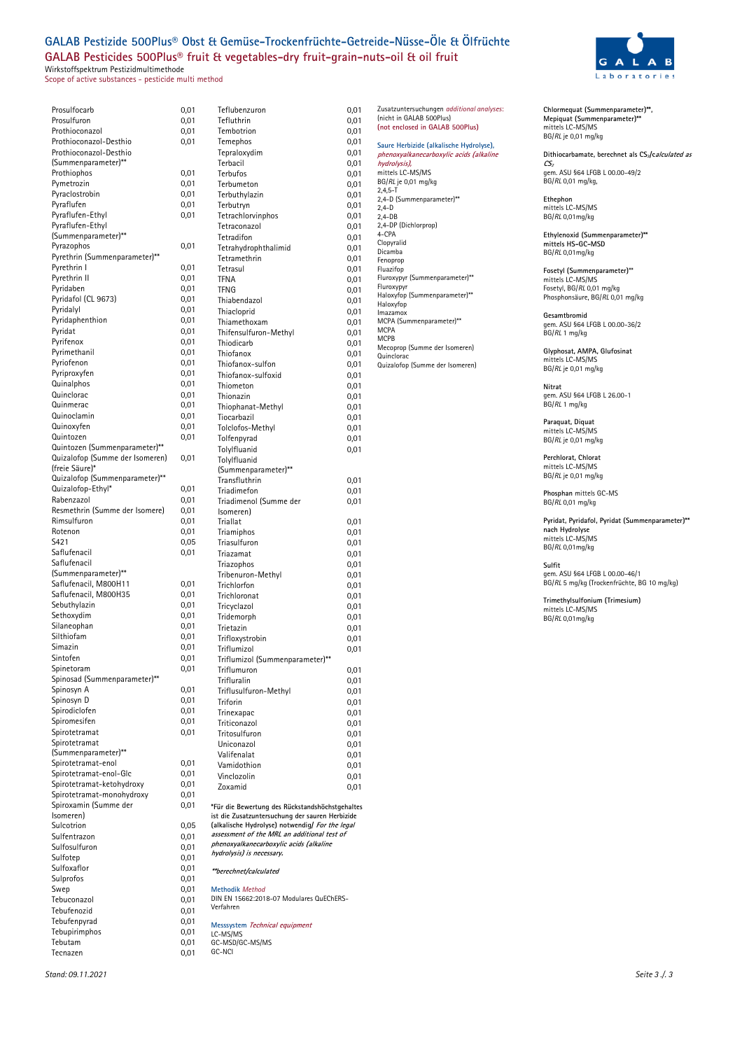# GALAB Pestizide 500Plus® Obst & Gemüse-Trockenfrüchte-Getreide-Nüsse-Öle & Ölfrüchte

# GALAB Pesticides 500Plus® fruit & vegetables-dry fruit-grain-nuts-oil & oil fruit

Wirkstoffspektrum Pestizidmultimethode

Scope of active substances - pesticide multi method

| | |
|---|---|
| Prosulfocarb | 0,01 |
| Prosulfuron | 0,01 |
| Prothioconazol | 0,01 |
| Prothioconazol-Desthio | 0,01 |
| Prothioconazol-Desthio (Summenparameter)** | |
| Prothiophos | 0,01 |
| Pymetrozin | 0,01 |
| Pyraclostrobin | 0,01 |
| Pyraflufen | 0,01 |
| Pyraflufen-Ethyl | 0,01 |
| Pyraflufen-Ethyl (Summenparameter)** | |
| Pyrazophos | 0,01 |
| Pyrethrin (Summenparameter)** | |
| Pyrethrin I | 0,01 |
| Pyrethrin II | 0,01 |
| Pyridaben | 0,01 |
| Pyridafol (CL 9673) | 0,01 |
| Pyridalyl | 0,01 |
| Pyridaphenthion | 0,01 |
| Pyridat | 0,01 |
| Pyrifenox | 0,01 |
| Pyrimethanil | 0,01 |
| Pyriofenon | 0,01 |
| Pyriproxyfen | 0,01 |
| Quinalphos | 0,01 |
| Quinclorac | 0,01 |
| Quinmerac | 0,01 |
| Quinoclamin | 0,01 |
| Quinoxyfen | 0,01 |
| Quintozen | 0,01 |
| Quintozen (Summenparameter)** | |
| Quizalofop (Summe der Isomeren) (freie Säure)* | 0,01 |
| Quizalofop (Summenparameter)** | |
| Quizalofop-Ethyl* | 0,01 |
| Rabenzazol | 0,01 |
| Resmethrin (Summe der Isomere) | 0,01 |
| Rimsulfuron | 0,01 |
| Rotenon | 0,01 |
| S421 | 0,05 |
| Saflufenacil | 0,01 |
| Saflufenacil (Summenparameter)** | |
| Saflufenacil, M800H11 | 0,01 |
| Saflufenacil, M800H35 | 0,01 |
| Sebuthylazin | 0,01 |
| Sethoxydim | 0,01 |
| Silaneophan | 0,01 |
| Silthiofam | 0,01 |
| Simazin | 0,01 |
| Sintofen | 0,01 |
| Spinetoram | 0,01 |
| Spinosad (Summenparameter)** | |
| Spinosyn A | 0,01 |
| Spinosyn D | 0,01 |
| Spirodiclofen | 0,01 |
| Spiromesifen | 0,01 |
| Spirotetramat | 0,01 |
| Spirotetramat (Summenparameter)** | |
| Spirotetramat-enol | 0,01 |
| Spirotetramat-enol-Glc | 0,01 |
| Spirotetramat-ketohydroxy | 0,01 |
| Spirotetramat-monohydroxy | 0,01 |
| Spiroxamin (Summe der Isomeren) | 0,01 |
| Sulcotrion | 0,05 |
| Sulfentrazon | 0,01 |
| Sulfosulfuron | 0,01 |
| Sulfotep | 0,01 |
| Sulfoxaflor | 0,01 |
| Sulprofos | 0,01 |
| Swep | 0,01 |
| Tebuconazol | 0,01 |
| Tebufenozid | 0,01 |
| Tebufenpyrad | 0,01 |
| Tebupirimphos | 0,01 |
| Tebutam | 0,01 |
| Tecnazen | 0,01 |
| Teflubenzuron | 0,01 |
| Tefluthrin | 0,01 |
| Tembotrion | 0,01 |
| Temephos | 0,01 |
| Tepraloxydim | 0,01 |
| Terbacil | 0,01 |
| Terbufos | 0,01 |
| Terbumeton | 0,01 |
| Terbuthylazin | 0,01 |
| Terbutryn | 0,01 |
| Tetrachlorvinphos | 0,01 |
| Tetraconazol | 0,01 |
| Tetradifon | 0,01 |
| Tetrahydrophthalimid | 0,01 |
| Tetramethrin | 0,01 |
| Tetrasul | 0,01 |
| TFNA | 0,01 |
| TFNG | 0,01 |
| Thiabendazol | 0,01 |
| Thiacloprid | 0,01 |
| Thiamethoxam | 0,01 |
| Thifensulfuron-Methyl | 0,01 |
| Thiodicarb | 0,01 |
| Thiofanox | 0,01 |
| Thiofanox-sulfon | 0,01 |
| Thiofanox-sulfoxid | 0,01 |
| Thiometon | 0,01 |
| Thionazin | 0,01 |
| Thiophanat-Methyl | 0,01 |
| Tiocarbazil | 0,01 |
| Tolclofos-Methyl | 0,01 |
| Tolfenpyrad | 0,01 |
| Tolylfluanid | 0,01 |
| Tolylfluanid (Summenparameter)** | |
| Transfluthrin | 0,01 |
| Triadimefon | 0,01 |
| Triadimenol (Summe der Isomeren) | 0,01 |
| Triallat | 0,01 |
| Triamiphos | 0,01 |
| Triasulfuron | 0,01 |
| Triazamat | 0,01 |
| Triazophos | 0,01 |
| Tribenuron-Methyl | 0,01 |
| Trichlorfon | 0,01 |
| Trichloronat | 0,01 |
| Tricyclazol | 0,01 |
| Tridemorph | 0,01 |
| Trietazin | 0,01 |
| Trifloxystrobin | 0,01 |
| Triflumizol | 0,01 |
| Triflumizol (Summenparameter)** | |
| Triflumuron | 0,01 |
| Trifluralin | 0,01 |
| Triflusulfuron-Methyl | 0,01 |
| Triforin | 0,01 |
| Trinexapac | 0,01 |
| Triticonazol | 0,01 |
| Tritosulfuron | 0,01 |
| Uniconazol | 0,01 |
| Valifenalat | 0,01 |
| Vamidothion | 0,01 |
| Vinclozolin | 0,01 |
| Zoxamid | 0,01 |

*Für die Bewertung des Rückstandshöchstgehaltes ist die Zusatzuntersuchung der sauren Herbizide (alkalische Hydrolyse) notwendig/ *For the legal assessment of the MRL an additional test of phenoxyalkanecarboxylic acids (alkaline hydrolysis) is necessary.*

***berechnet/calculated*

**Methodik** *Method*

DIN EN 15662:2018-07 Modulares QuEChERS-Verfahren

**Messsystem** *Technical equipment*

LC-MS/MS
GC-MSD/GC-MS/MS
GC-NCI

## Zusatzuntersuchungen *additional analyses*:

(nicht in GALAB 500Plus)
(not enclosed in GALAB 500Plus)

**Saure Herbizide (alkalische Hydrolyse),** *phenoxyalkanecarboxylic acids (alkaline hydrolysis),*
mittels LC-MS/MS
BG/*RL* je 0,01 mg/kg

- 2,4,5-T
- 2,4-D (Summenparameter)**
- 2,4-D
- 2,4-DB
- 2,4-DP (Dichlorprop)
- 4-CPA
- Clopyralid
- Dicamba
- Fenoprop
- Fluazifop
- Fluroxypyr (Summenparameter)**
- Fluroxypyr
- Haloxyfop (Summenparameter)**
- Haloxyfop
- Imazamox
- MCPA (Summenparameter)**
- MCPA
- MCPB
- Mecoprop (Summe der Isomeren)
- Quinclorac
- Quizalofop (Summe der Isomeren)

**Chlormequat (Summenparameter)**, Mepiquat (Summenparameter)****
mittels LC-MS/MS
BG/*RL* je 0,01 mg/kg

**Dithiocarbamate, berechnet als $CS_2$/*calculated as $CS_2$***
gem. ASU §64 LFGB L 00.00-49/2
BG/*RL* 0,01 mg/kg,

**Ethephon**
mittels LC-MS/MS
BG/*RL* 0,01mg/kg

**Ethylenoxid (Summenparameter)** mittels HS-GC-MSD**
BG/*RL* 0,01mg/kg

**Fosetyl (Summenparameter)****
mittels LC-MS/MS
Fosetyl, BG/*RL* 0,01 mg/kg
Phosphonsäure, BG/*RL* 0,01 mg/kg

**Gesamtbromid**
gem. ASU §64 LFGB L 00.00-36/2
BG/*RL* 1 mg/kg

**Glyphosat, AMPA, Glufosinat**
mittels LC-MS/MS
BG/*RL* je 0,01 mg/kg

**Nitrat**
gem. ASU §64 LFGB L 26.00-1
BG/*RL* 1 mg/kg

**Paraquat, Diquat**
mittels LC-MS/MS
BG/*RL* je 0,01 mg/kg

**Perchlorat, Chlorat**
mittels LC-MS/MS
BG/*RL* je 0,01 mg/kg

**Phosphan** mittels GC-MS
BG/*RL* 0,01 mg/kg

**Pyridat, Pyridafol, Pyridat (Summenparameter)** nach Hydrolyse**
mittels LC-MS/MS
BG/*RL* 0,01mg/kg

**Sulfit**
gem. ASU §64 LFGB L 00.00-46/1
BG/*RL* 5 mg/kg (Trockenfrüchte, BG 10 mg/kg)

**Trimethylsulfonium (Trimesium)**
mittels LC-MS/MS
BG/*RL* 0,01mg/kg

*Stand: 09.11.2021*